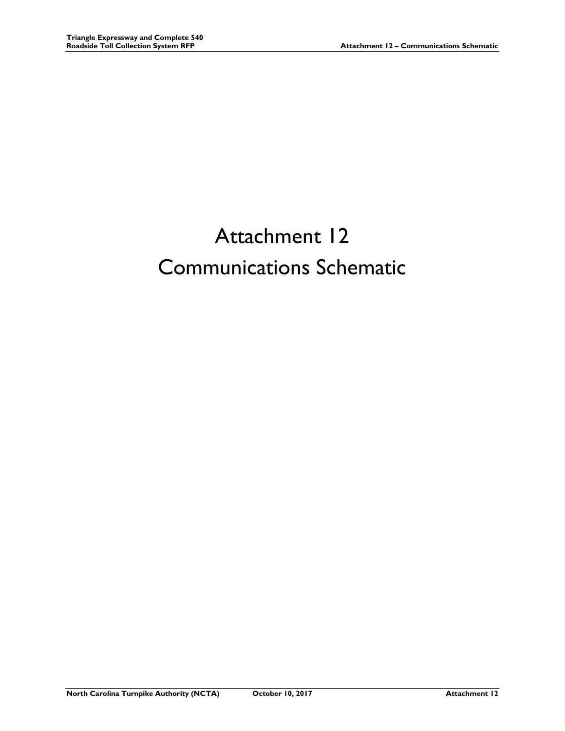# Attachment 12
# Communications Schematic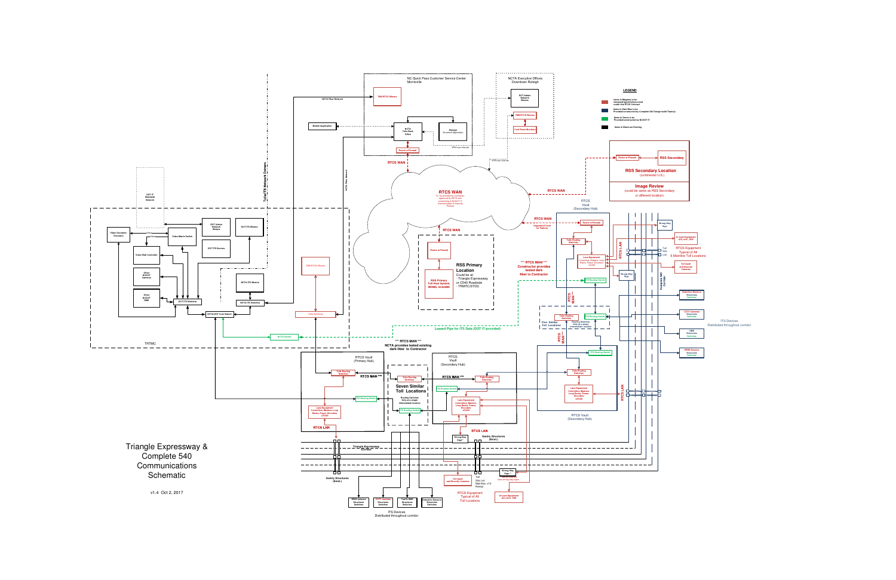# Triangle Expressway & Complete 540 Communications Schematic

v1.4 Oct 2, 2017

## LEGEND

- Items in Magenta to be designed/specified/procured under this RTCS Contract
- Items in Dark Blue to be Provided/constructed by Complete 540 Design-build Team(s)
- Items in Green to be Provided/constructed by NCDOT IT
- Items in Black are Existing

NC Quick Pass Customer Service Center
Morrisville

TMS/RTCS Wkstns

NCTA Tolls Back Office

Raleigh Structure Application

Mobile Application

Router or Firewall

NCTA Fiber Network

NCTA Executive Offices
Downtown Raleigh

DOT Admin Network Wkstns

TMS/RTCS Wkstns

Conf Room Monitors

VPN over Internet

RTCS WAN

RTCS WAN
Tie (to be procured by Contractor approved by NCTA and conforming to NCDOT IT Communication & Security Policies)

RSS Secondary Location
(continental U.S.)

Router or Firewall

RSS Secondary

Image Review
(could be same as RSS Secondary or different location)

RSS Primary Location
Could be at:
- Triangle Expressway
or C540 Roadside
- TRMTC/STOC

Router or Firewall

RSS Primary Toll Host System, MOMS, ACA/SMS

DOT IT Networks Network

Tolls/ITS Network Domain

NCTA Fiber Network

Video Decoders/ Encoders

Video Matrix Switch

DOT Admin Network Wkstns

DOT ITS Wkstns

DOT ITS Servers

Video Wall Controller

Other NCDOT Cameras

Other NCDOT DMS

DOT ITS Switches

NCTA ITS Wkstns

NCTA ITS Switches

NCTA/DOT Core Switch

TMS/RTCS Wkstns

Tolls Switches

NCTA Router

TRTMC

Leased Pipe for ITS Data (DOT IT-provided)

*** RTCS MAN ***
NCTA provides tested existing dark fiber to Contractor

*** RTCS MAN ***
Constructor provides tested dark fiber to Contractor

RTCS WAN
Dedicated Circuit for Failover

RTCS Vault
(Secondary Hub)

Router or Firewall

Tolls Routing Switch(s)

Lane Equipment
Controllers, Masters, Loop Racks, Power, Encoders +DVAS

ITS Routing Switch

RTCS LAN

Wrong Way Sign

In Lane Equipment AVI, AVC, VES

Toll Site (x4)

RTCS Equipment
Typical of All 6 Mainline Toll Locations

Toll Audit and Security Cameras

Complete 540 Corridor

Detection Sensors Structures Switches

CCTV Cameras Structures Switches

DMS Structures Switches

RWIS Sensors Structures Switches

ITS Devices
Distributed throughout corridor

RTCS MAN

Five Similar Toll Locations

Tolls Routing Switch(s)

ITS Routing Switch

Routing Switches Only at a single intermediate location

RTCS Vault
(Secondary Hub)

ITS Routing Switch

Tolls Routing Switch(s)

Lane Equipment
Controllers, Masters, Loop Racks, Power, Encoders +DVAS

RTCS LAN

RTCS Vault
(Primary Hub)

Tolls Routing Switch(s)

RTCS MAN ***

ITS Routing Switch

Lane Equipment
Controllers, Masters, Loop Racks, Power, Encoders +DVAS

RTCS LAN

Seven Similar Toll Locations

Tolls Routing Switch(s)

ITS Routing Switch

Routing Switches Only at a single intermediate location

ITS Routing Switch

RTCS Vault
(Secondary Hub)

RTCS MAN ***

Tolls Routing Switch(s)

Lane Equipment
Controllers, Masters, Loop Racks, Power, Encoders +DVAS

RTCS LAN

Wrong Way Sign

Gantry Structures (Exist.)

Triangle Expressway Corridor

Gantry Structures (Exist.)

Toll Audit and Security Cameras

Toll Site (x4 Mainline, x14 Ramp)

Wrong Way Sign

RTCS Equipment
Typical of All Toll Locations

In Lane Equipment AVI, AVC, VES

RWIS Sensors Structures Switches

CCTV Cameras Structures Switches

Traffic DMS Structures Switches

Detection Sensors Structures Switches

ITS Devices
Distributed throughout corridor